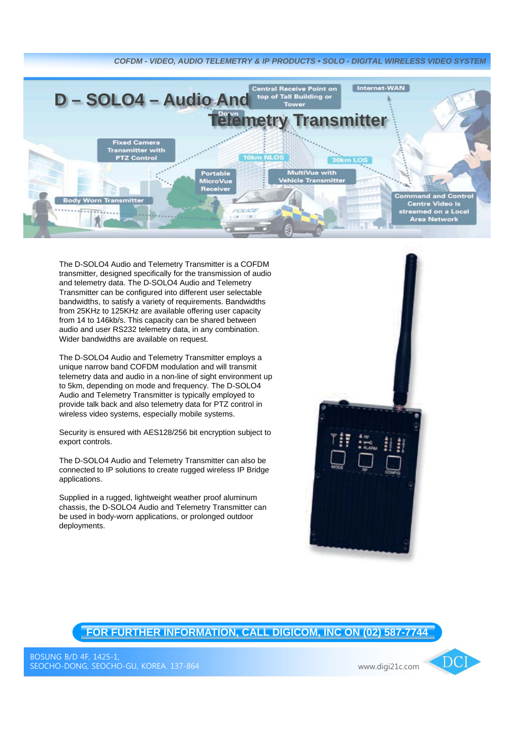# D – SOLO4 – Audio And Telemetry Transmitter

The D-SOLO4 Audio and Telemetry Transmitter is a COFDM transmitter, designed specifically for the transmission of audio and telemetry data. The D-SOLO4 Audio and Telemetry Transmitter can be configured into different user selectable bandwidths, to satisfy a variety of requirements. Bandwidths from 25KHz to 125KHz are available offering user capacity from 14 to 146kb/s. This capacity can be shared between audio and user RS232 telemetry data, in any combination. Wider bandwidths are available on request.

The D-SOLO4 Audio and Telemetry Transmitter employs a unique narrow band COFDM modulation and will transmit telemetry data and audio in a non-line of sight environment up to 5km, depending on mode and frequency. The D-SOLO4 Audio and Telemetry Transmitter is typically employed to provide talk back and also telemetry data for PTZ control in wireless video systems, especially mobile systems.

Security is ensured with AES128/256 bit encryption subject to export controls.

The D-SOLO4 Audio and Telemetry Transmitter can also be connected to IP solutions to create rugged wireless IP Bridge applications.

Supplied in a rugged, lightweight weather proof aluminum chassis, the D-SOLO4 Audio and Telemetry Transmitter can be used in body-worn applications, or prolonged outdoor deployments.

**FOR FURTHER INFORMATION, CALL DIGICOM, INC ON (02) 587-7744**

BOSUNG B/D 4F, 1425-1,
SEOCHO-DONG, SEOCHO-GU, KOREA. 137-864

www.digi21c.com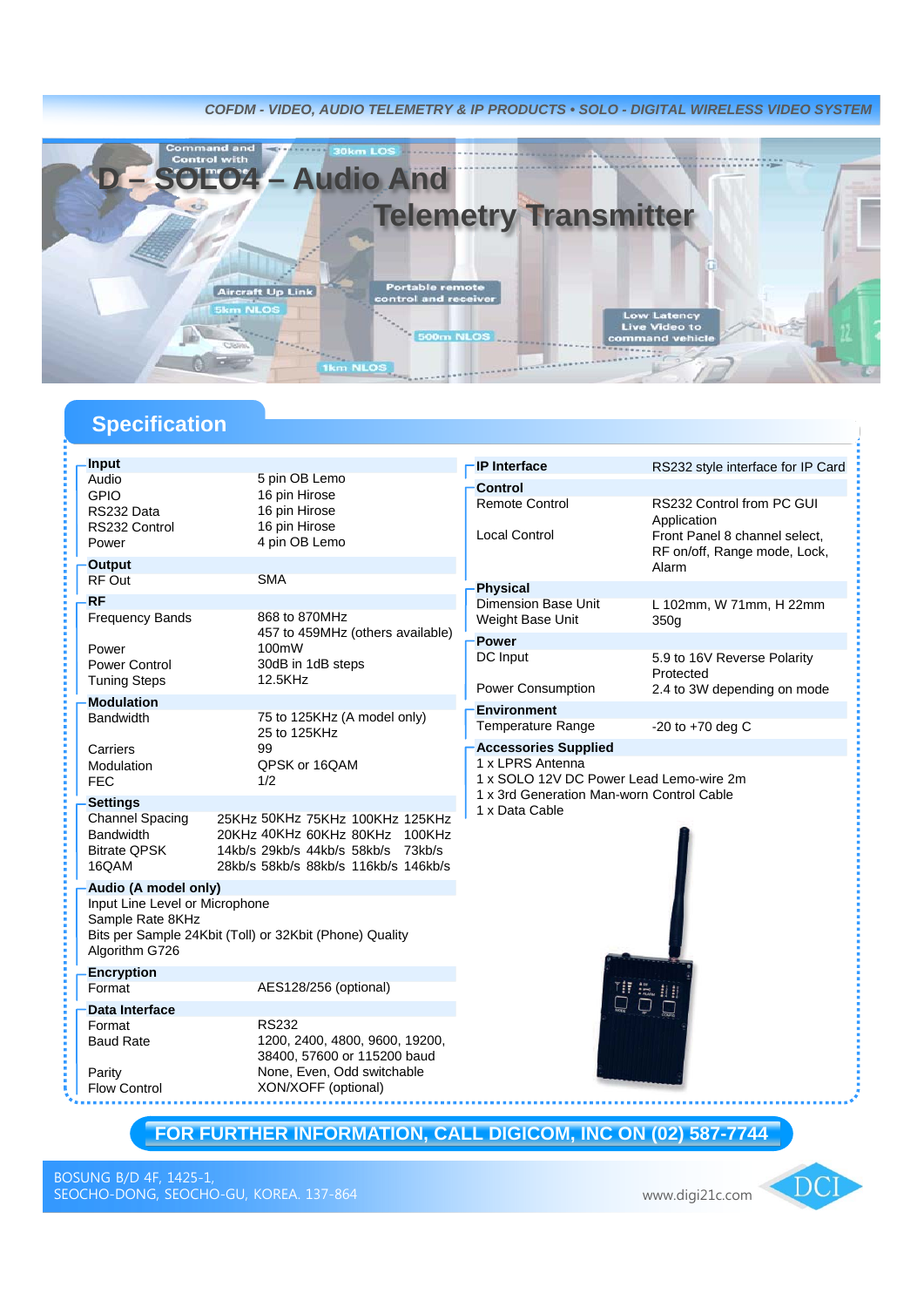*COFDM - VIDEO, AUDIO TELEMETRY & IP PRODUCTS • SOLO - DIGITAL WIRELESS VIDEO SYSTEM*

# D – SOLO4 – Audio And Telemetry Transmitter

Command and Control with
30km LOS
Aircraft Up Link
5km NLOS
Portable remote control and receiver
500m NLOS
Low Latency Live Video to command vehicle
1km NLOS

## Specification

**Input**

| | |
|---|---|
| Audio | 5 pin OB Lemo |
| GPIO | 16 pin Hirose |
| RS232 Data | 16 pin Hirose |
| RS232 Control | 16 pin Hirose |
| Power | 4 pin OB Lemo |

**Output**

| | |
|---|---|
| RF Out | SMA |

**RF**

| | |
|---|---|
| Frequency Bands | 868 to 870MHz<br>457 to 459MHz (others available) |
| Power | 100mW |
| Power Control | 30dB in 1dB steps |
| Tuning Steps | 12.5KHz |

**Modulation**

| | |
|---|---|
| Bandwidth | 75 to 125KHz (A model only)<br>25 to 125KHz |
| Carriers | 99 |
| Modulation | QPSK or 16QAM |
| FEC | 1/2 |

**Settings**

| | | | | | |
|---|---|---|---|---|---|
| Channel Spacing | 25KHz | 50KHz | 75KHz | 100KHz | 125KHz |
| Bandwidth | 20KHz | 40KHz | 60KHz | 80KHz | 100KHz |
| Bitrate QPSK | 14kb/s | 29kb/s | 44kb/s | 58kb/s | 73kb/s |
| 16QAM | 28kb/s | 58kb/s | 88kb/s | 116kb/s | 146kb/s |

**Audio (A model only)**

Input Line Level or Microphone
Sample Rate 8KHz
Bits per Sample 24Kbit (Toll) or 32Kbit (Phone) Quality
Algorithm G726

**Encryption**

| | |
|---|---|
| Format | AES128/256 (optional) |

**Data Interface**

| | |
|---|---|
| Format | RS232 |
| Baud Rate | 1200, 2400, 4800, 9600, 19200, 38400, 57600 or 115200 baud |
| Parity | None, Even, Odd switchable |
| Flow Control | XON/XOFF (optional) |

**IP Interface**

| | |
|---|---|
| IP Interface | RS232 style interface for IP Card |

**Control**

| | |
|---|---|
| Remote Control | RS232 Control from PC GUI Application |
| Local Control | Front Panel 8 channel select, RF on/off, Range mode, Lock, Alarm |

**Physical**

| | |
|---|---|
| Dimension Base Unit | L 102mm, W 71mm, H 22mm |
| Weight Base Unit | 350g |

**Power**

| | |
|---|---|
| DC Input | 5.9 to 16V Reverse Polarity Protected |
| Power Consumption | 2.4 to 3W depending on mode |

**Environment**

| | |
|---|---|
| Temperature Range | -20 to +70 deg C |

**Accessories Supplied**

1 x LPRS Antenna
1 x SOLO 12V DC Power Lead Lemo-wire 2m
1 x 3rd Generation Man-worn Control Cable
1 x Data Cable

**FOR FURTHER INFORMATION, CALL DIGICOM, INC ON (02) 587-7744**

BOSUNG B/D 4F, 1425-1,
SEOCHO-DONG, SEOCHO-GU, KOREA. 137-864

www.digi21c.com

DCI